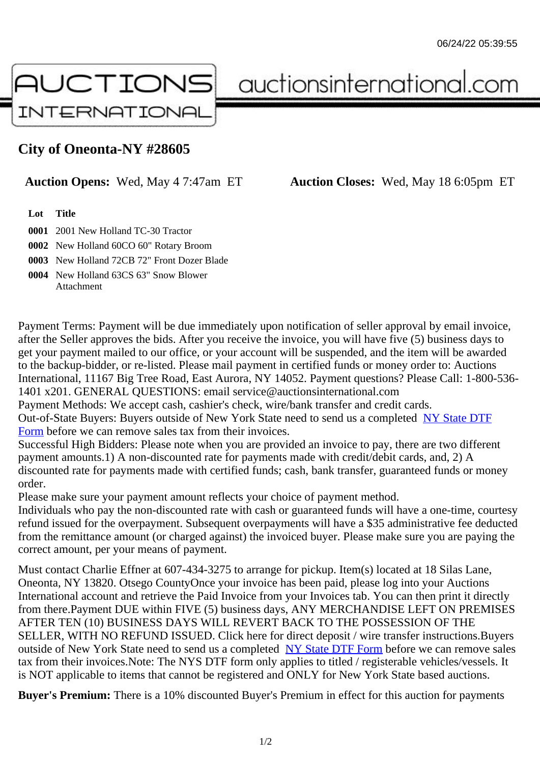# City of Oneonta-NY #28605

**Auction Opens:** Wed, May 4 7:47am ET **Auction Closes:** Wed, May 18 6:05pm ET

| Lot | Title |
| --- | --- |
| **0001** | 2001 New Holland TC-30 Tractor |
| **0002** | New Holland 60CO 60" Rotary Broom |
| **0003** | New Holland 72CB 72" Front Dozer Blade |
| **0004** | New Holland 63CS 63" Snow Blower Attachment |

Payment Terms: Payment will be due immediately upon notification of seller approval by email invoice, after the Seller approves the bids. After you receive the invoice, you will have five (5) business days to get your payment mailed to our office, or your account will be suspended, and the item will be awarded to the backup-bidder, or re-listed. Please mail payment in certified funds or money order to: Auctions International, 11167 Big Tree Road, East Aurora, NY 14052. Payment questions? Please Call: 1-800-536-1401 x201. GENERAL QUESTIONS: email service@auctionsinternational.com
Payment Methods: We accept cash, cashier's check, wire/bank transfer and credit cards.
Out-of-State Buyers: Buyers outside of New York State need to send us a completed NY State DTF Form before we can remove sales tax from their invoices.
Successful High Bidders: Please note when you are provided an invoice to pay, there are two different payment amounts.1) A non-discounted rate for payments made with credit/debit cards, and, 2) A discounted rate for payments made with certified funds; cash, bank transfer, guaranteed funds or money order.
Please make sure your payment amount reflects your choice of payment method.
Individuals who pay the non-discounted rate with cash or guaranteed funds will have a one-time, courtesy refund issued for the overpayment. Subsequent overpayments will have a $35 administrative fee deducted from the remittance amount (or charged against) the invoiced buyer. Please make sure you are paying the correct amount, per your means of payment.

Must contact Charlie Effner at 607-434-3275 to arrange for pickup. Item(s) located at 18 Silas Lane, Oneonta, NY 13820. Otsego CountyOnce your invoice has been paid, please log into your Auctions International account and retrieve the Paid Invoice from your Invoices tab. You can then print it directly from there.Payment DUE within FIVE (5) business days, ANY MERCHANDISE LEFT ON PREMISES AFTER TEN (10) BUSINESS DAYS WILL REVERT BACK TO THE POSSESSION OF THE SELLER, WITH NO REFUND ISSUED. Click here for direct deposit / wire transfer instructions.Buyers outside of New York State need to send us a completed NY State DTF Form before we can remove sales tax from their invoices.Note: The NYS DTF form only applies to titled / registerable vehicles/vessels. It is NOT applicable to items that cannot be registered and ONLY for New York State based auctions.

**Buyer's Premium:** There is a 10% discounted Buyer's Premium in effect for this auction for payments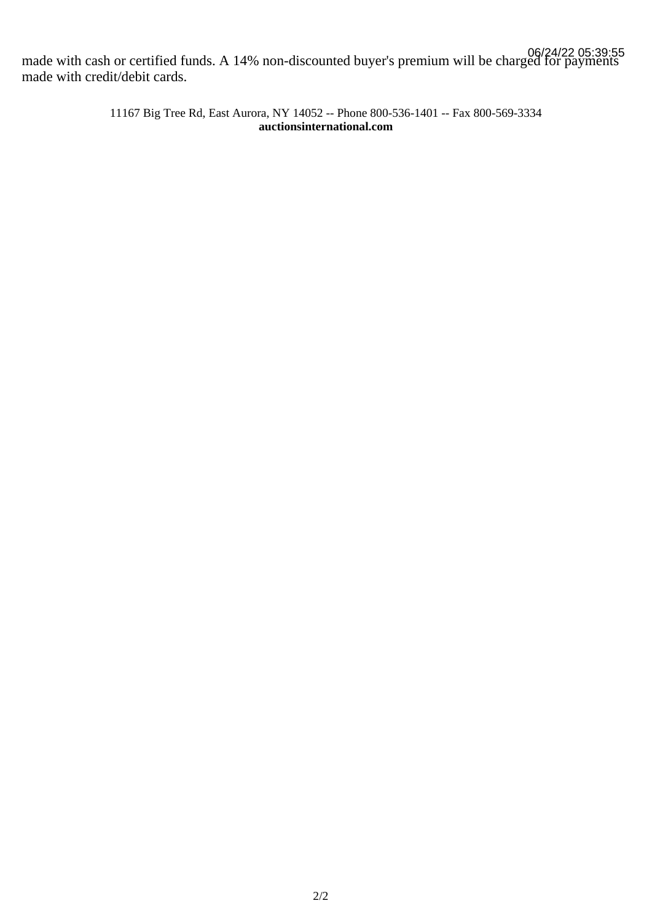made with cash or certified funds. A 14% non-discounted buyer's premium will be charged for payments made with credit/debit cards.

11167 Big Tree Rd, East Aurora, NY 14052 -- Phone 800-536-1401 -- Fax 800-569-3334
**auctionsinternational.com**